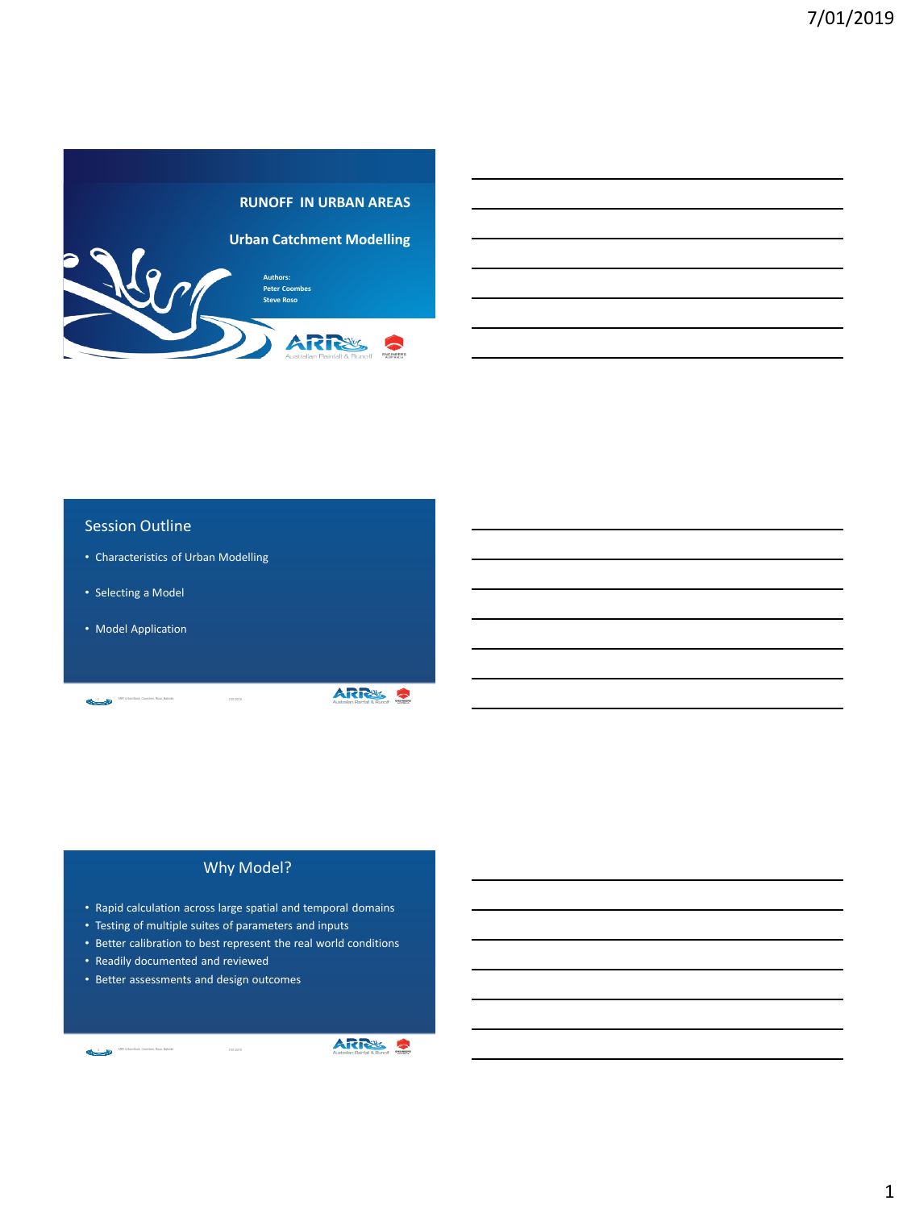# RUNOFF IN URBAN AREAS

## Urban Catchment Modelling

**Authors:**
**Peter Coombes**
**Steve Roso**

## Session Outline

- Characteristics of Urban Modelling
- Selecting a Model
- Model Application

## Why Model?

- Rapid calculation across large spatial and temporal domains
- Testing of multiple suites of parameters and inputs
- Better calibration to best represent the real world conditions
- Readily documented and reviewed
- Better assessments and design outcomes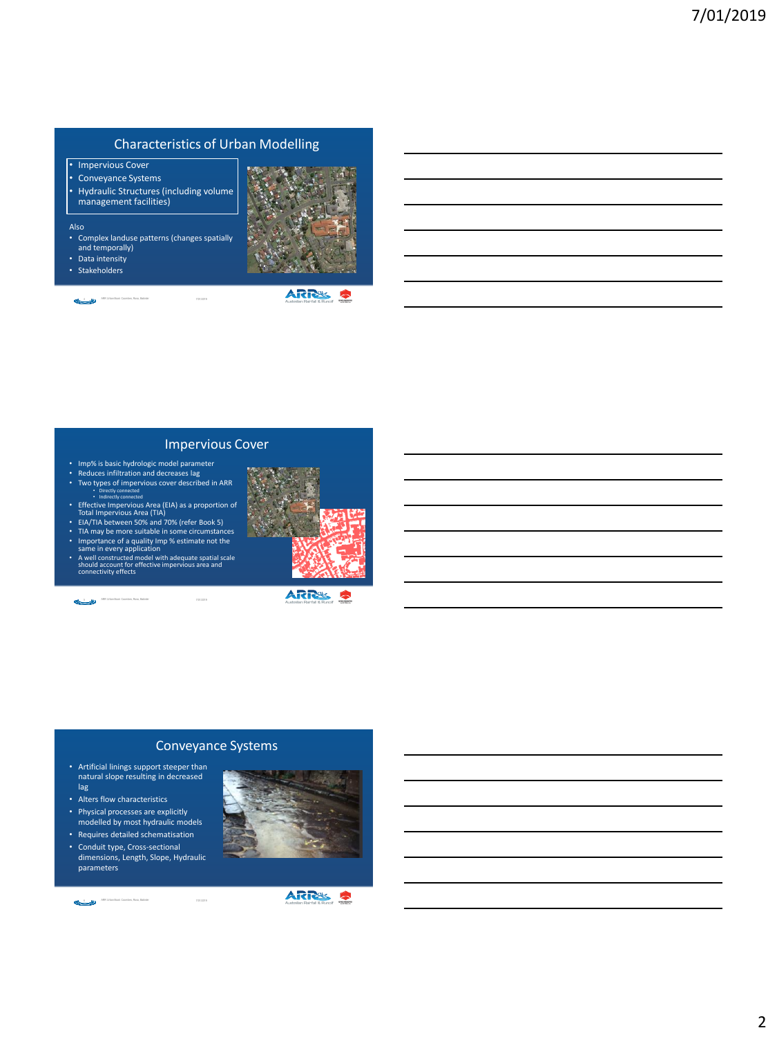## Characteristics of Urban Modelling

- Impervious Cover
- Conveyance Systems
- Hydraulic Structures (including volume management facilities)

Also

- Complex landuse patterns (changes spatially and temporally)
- Data intensity
- Stakeholders

## Impervious Cover

- Imp% is basic hydrologic model parameter
- Reduces infiltration and decreases lag
- Two types of impervious cover described in ARR
  - Directly connected
  - Indirectly connected
- Effective Impervious Area (EIA) as a proportion of Total Impervious Area (TIA)
- EIA/TIA between 50% and 70% (refer Book 5)
- TIA may be more suitable in some circumstances
- Importance of a quality Imp % estimate not the same in every application
- A well constructed model with adequate spatial scale should account for effective impervious area and connectivity effects

## Conveyance Systems

- Artificial linings support steeper than natural slope resulting in decreased lag
- Alters flow characteristics
- Physical processes are explicitly modelled by most hydraulic models
- Requires detailed schematisation
- Conduit type, Cross-sectional dimensions, Length, Slope, Hydraulic parameters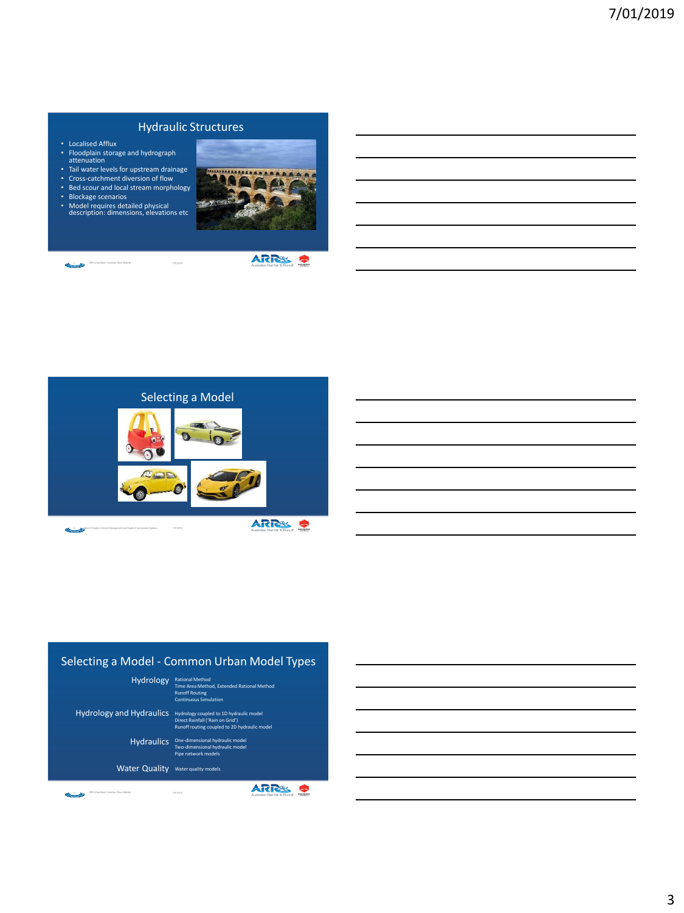## Hydraulic Structures

- Localised Afflux
- Floodplain storage and hydrograph attenuation
- Tail water levels for upstream drainage
- Cross-catchment diversion of flow
- Bed scour and local stream morphology
- Blockage scenarios
- Model requires detailed physical description: dimensions, elevations etc

## Selecting a Model

## Selecting a Model - Common Urban Model Types

**Hydrology**
- Rational Method
- Time Area Method, Extended Rational Method
- Runoff Routing
- Continuous Simulation

**Hydrology and Hydraulics**
- Hydrology coupled to 1D hydraulic model
- Direct Rainfall ('Rain on Grid')
- Runoff routing coupled to 2D hydraulic model

**Hydraulics**
- One-dimensional hydraulic model
- Two-dimensional hydraulic model
- Pipe network models

**Water Quality**
- Water quality models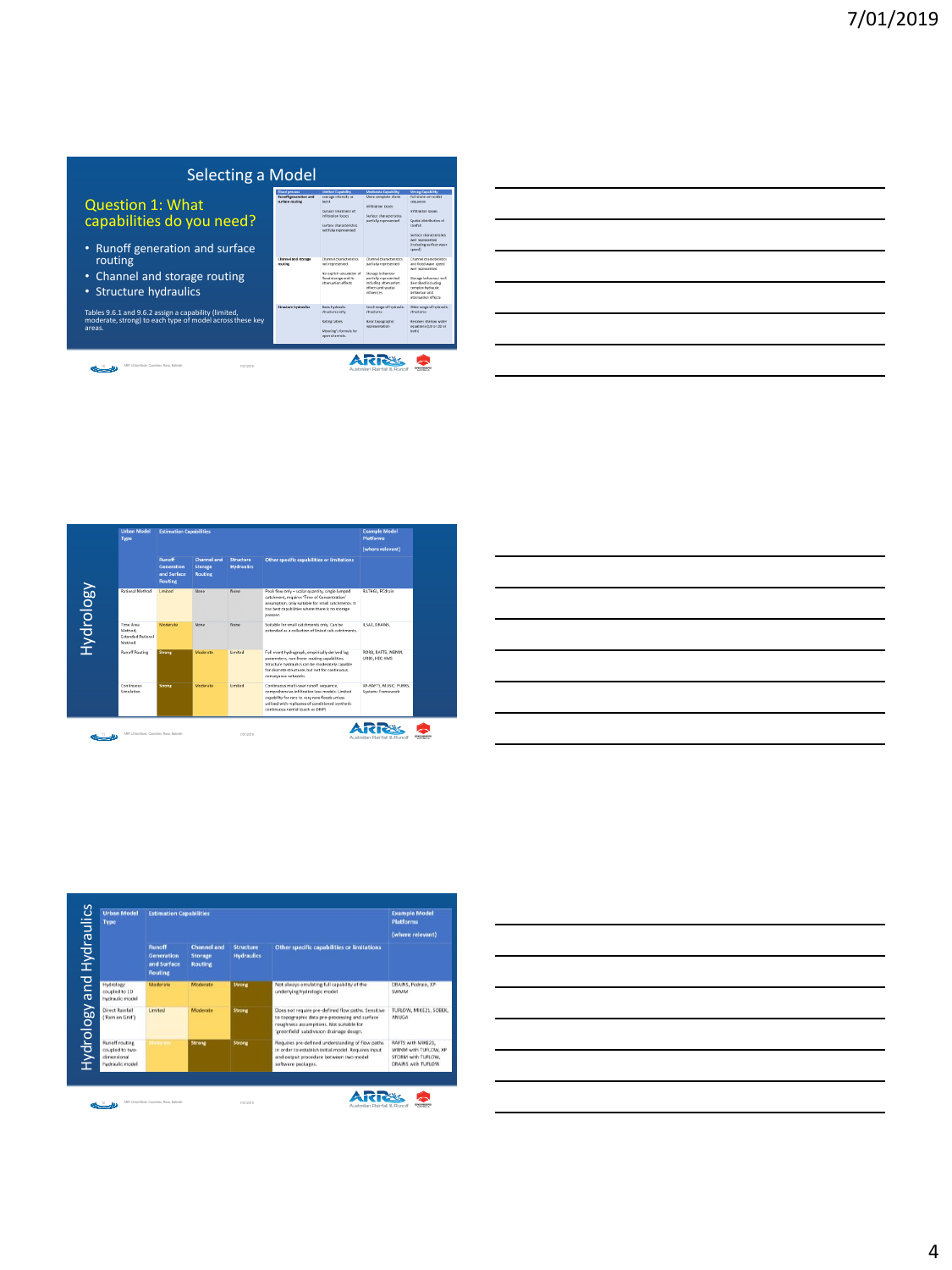## Selecting a Model

### Question 1: What capabilities do you need?

- Runoff generation and surface routing
- Channel and storage routing
- Structure hydraulics

Tables 9.6.1 and 9.6.2 assign a capability (limited, moderate, strong) to each type of model across these key areas.

| Flood process | Limited Capability | Moderate Capability | Strong Capability |
|---|---|---|---|
| Runoff generation and surface routing | average intensity or burst<br><br>Cursory treatment of infiltration losses<br><br>Surface characteristics partially represented | More complete storm<br><br>Infiltration losses<br><br>Surface characteristics partially represented | Full storm or rainfall sequences<br><br>Infiltration losses<br><br>Spatial distribution of rainfall<br><br>Surface characteristics well represented (including surface water speed) |
| Channel and storage routing | Channel characteristics not represented<br><br>No explicit simulation of flood storage and its attenuation effects | Channel characteristics partially represented<br><br>Storage behaviour partially represented including attenuation effects and spatial influences | Channel characteristics and flood wave speed well represented<br><br>Storage behaviour well described including complex hydraulic behaviour and attenuation effects |
| Structure hydraulics | Basic hydraulic structures only<br><br>Rating tables<br><br>Manning's formula for open channels | Small range of hydraulic structures<br><br>Basic topographic representation | Wide range of hydraulic structures<br><br>Resolves shallow water equations (1D or 2D or both) |

## Hydrology

| Urban Model Type | Estimation Capabilities | | | | Example Model Platforms (where relevant) |
|---|---|---|---|---|---|
| | Runoff Generation and Surface Routing | Channel and Storage Routing | Structure Hydraulics | Other specific capabilities or limitations | |
| Rational Method | Limited | None | None | Peak flow only – scalar quantity, single lumped catchment, requires 'Time of Concentration' assumption, only suitable for small catchments. It has best capabilities where there is no storage present. | RATHGL, PCdrain |
| Time Area Method, Extended Rational Method | Moderate | None | None | Suitable for small catchments only. Can be extended as a collection of linked sub-catchments. | ILSAX, DRAINS |
| Runoff Routing | Strong | Moderate | Limited | Full event hydrograph, empirically derived lag parameters, non linear routing capabilities. Structure hydraulics can be moderately capable for discrete structures but not for continuous conveyance networks. | RORB, RAFTS, WBNM, URBS, HEC-HMS |
| Continuous Simulation | Strong | Moderate | Limited | Continuous multi-year runoff sequence, comprehensive infiltration loss models. Limited capability for rare to very rare floods unless utilised with replicates of conditioned synthetic continuous rainfall (such as DRIP) | XP-RAFTS, MUSIC, PURRS, Systems Framework |

## Hydrology and Hydraulics

| Urban Model Type | Estimation Capabilities | | | | Example Model Platforms (where relevant) |
|---|---|---|---|---|---|
| | Runoff Generation and Surface Routing | Channel and Storage Routing | Structure Hydraulics | Other specific capabilities or limitations | |
| Hydrology coupled to 1D hydraulic model | Moderate | Moderate | Strong | Not always emulating full capability of the underlying hydrologic model | DRAINS, Pcdrain, XP-SWMM |
| Direct Rainfall (Rain on Grid) | Limited | Moderate | Strong | Does not require pre-defined flow paths. Sensitive to topographic data pre-processing and surface roughness assumptions. Not suitable for 'greenfield' subdivision drainage design. | TUFLOW, MIKE21, SOBEK, ANUGA |
| Runoff routing coupled to two-dimensional hydraulic model | Moderate | Strong | Strong | Requires pre-defined understanding of flow paths in order to establish initial model. Requires input and output procedures between two model software packages. | RAFTS with MIKE21, WBNM with TUFLOW, XP STORM with TUFLOW, DRAINS with TUFLOW |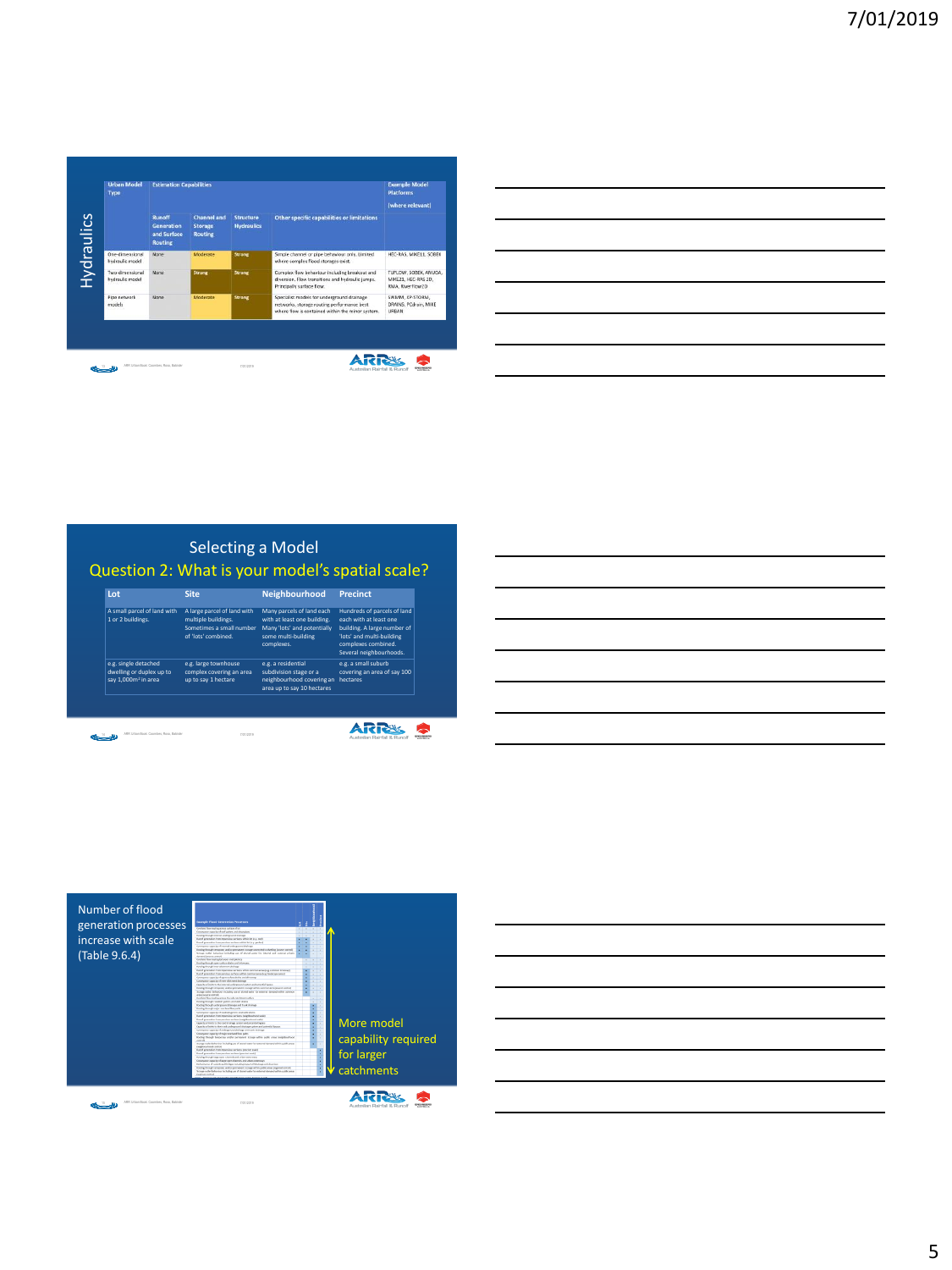## Hydraulics

| Urban Model Type | Estimation Capabilities | | | | Example Model Platforms (where relevant) |
|---|---|---|---|---|---|
| | Runoff Generation and Surface Routing | Channel and Storage Routing | Structure Hydraulics | Other specific capabilities or limitations | |
| One-dimensional hydraulic model | None | Moderate | Strong | Simple channel or pipe behaviour only. Limited where complex flood storages exist. | HEC-RAS, MIKE11, SOBEK |
| Two-dimensional hydraulic model | None | Strong | Strong | Complex flow behaviour including breakout and diversion. Flow transitions and hydraulic jumps. Principally surface flow. | TUFLOW, SOBEK, ANUGA, MIKE21, HEC-RAS 2D, RMA, Riverflow2D |
| Pipe network models | None | Moderate | Strong | Specialist models for underground drainage networks, storage routing performance best where flow is contained within the minor system. | SWMM, EP-STORM, DRAINS, PCdrain, MIKE URBAN |

## Selecting a Model

### Question 2: What is your model's spatial scale?

| Lot | Site | Neighbourhood | Precinct |
|---|---|---|---|
| A small parcel of land with 1 or 2 buildings. | A large parcel of land with multiple buildings. Sometimes a small number of 'lots' combined. | Many parcels of land each with at least one building. Many 'lots' and potentially some multi-building complexes. | Hundreds of parcels of land each with at least one building. A large number of 'lots' and multi-building complexes combined. Several neighbourhoods. |
| e.g. single detached dwelling or duplex up to say 1,000m² in area | e.g. large townhouse complex covering an area up to say 1 hectare | e.g. a residential subdivision stage or a neighbourhood covering an area up to say 10 hectares | e.g. a small suburb covering an area of say 100 hectares |

Number of flood generation processes increase with scale (Table 9.6.4)

More model capability required for larger catchments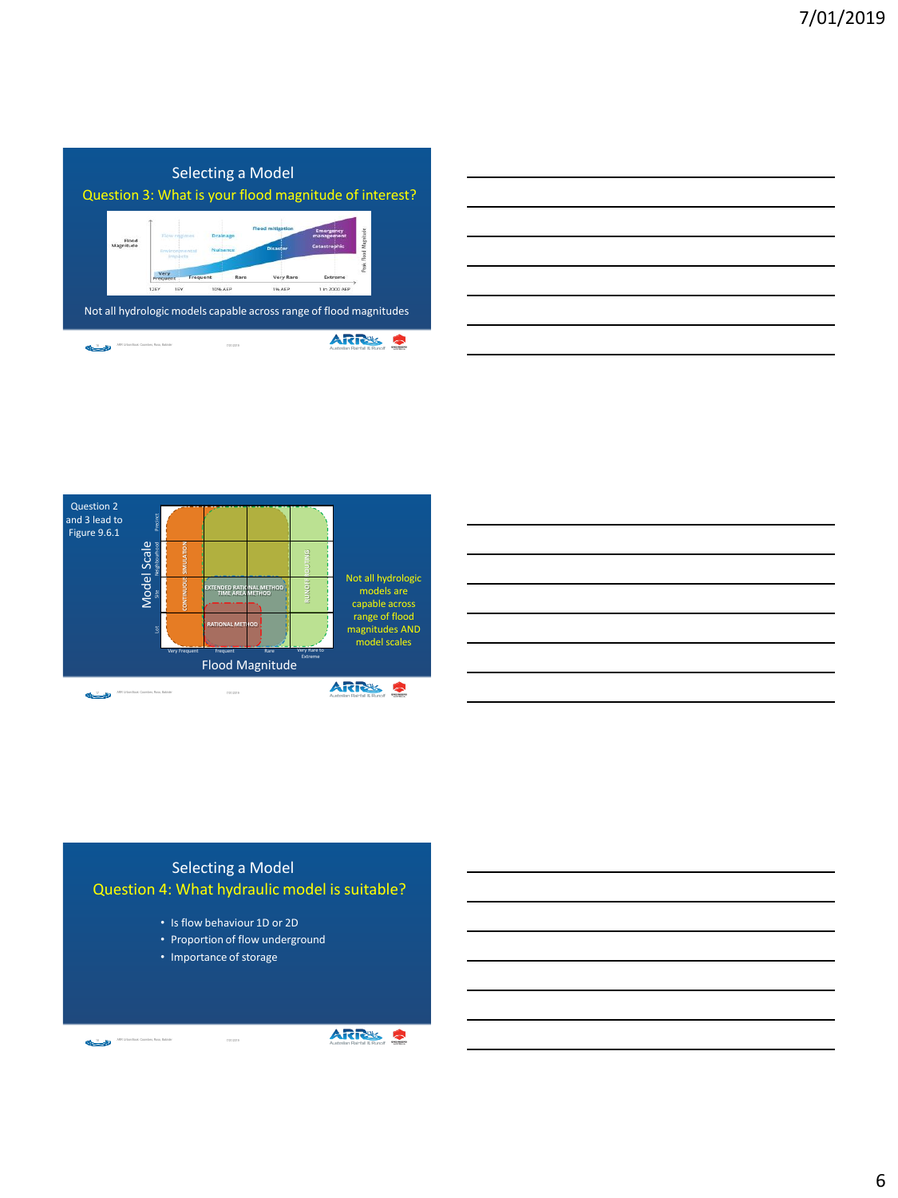## Selecting a Model

### Question 3: What is your flood magnitude of interest?

Not all hydrologic models capable across range of flood magnitudes

---

Question 2 and 3 lead to Figure 9.6.1

Not all hydrologic models are capable across range of flood magnitudes AND model scales

---

## Selecting a Model

### Question 4: What hydraulic model is suitable?

- Is flow behaviour 1D or 2D
- Proportion of flow underground
- Importance of storage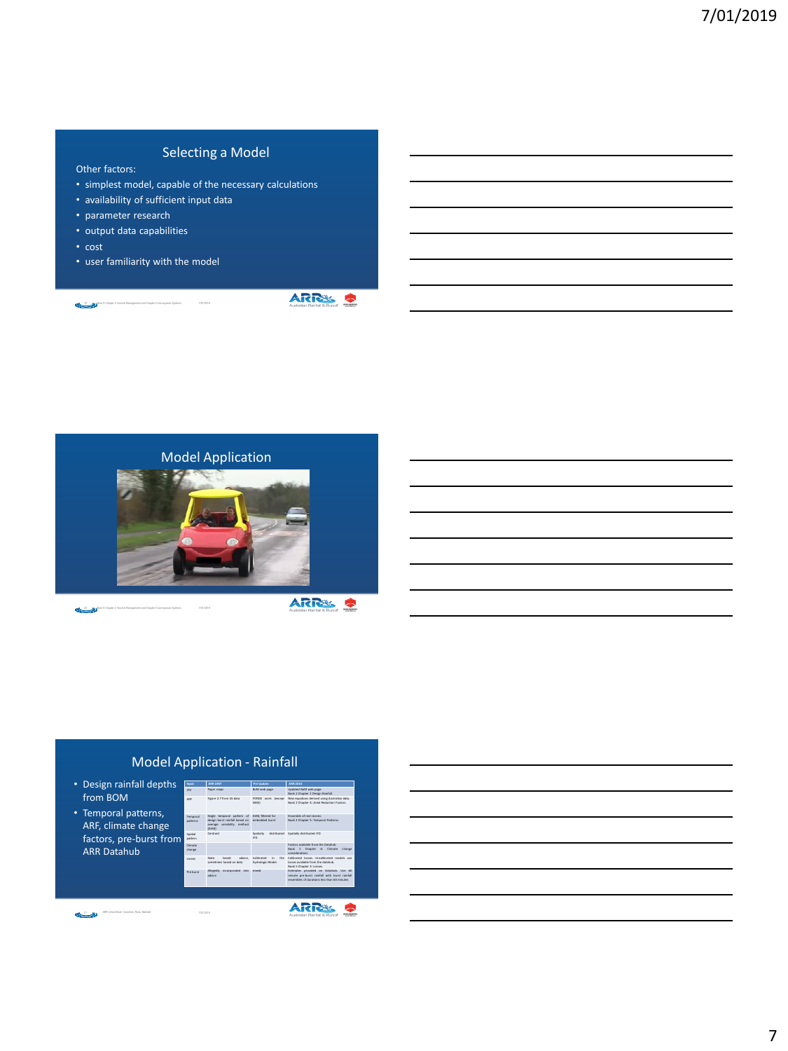## Selecting a Model

Other factors:

- simplest model, capable of the necessary calculations
- availability of sufficient input data
- parameter research
- output data capabilities
- cost
- user familiarity with the model

## Model Application

## Model Application - Rainfall

- Design rainfall depths from BOM
- Temporal patterns, ARF, climate change factors, pre-burst from ARR Datahub

| Input | ARR 1987 | Pre Update | ARR 2016 |
|---|---|---|---|
| IFD | Paper maps | BoM web page | Updated BoM web page. Book 2 Chapter 2 Design Rainfall. |
| ARF | Figure 2.7 from US data | FORGE work (except NSW) | New equations derived using Australian data. Book 2 Chapter 4: Areal Reduction Factors. |
| Temporal patterns | Single temporal pattern of design burst rainfall based on average variability method (AVM) | AVM, filtered for embedded burst | Ensemble of real storms. Book 2 Chapter 5: Temporal Patterns. |
| Spatial pattern | Centroid | Spatially distributed IFD | Spatially distributed IFD |
| Climate change | | | Factors available from the Datahub. Book 1 Chapter 6: Climate change considerations |
| Losses | State based advice, sometimes based on data | Calibrated in the hydrologic Model | Calibrated losses. Uncalibrated models use losses available from the datahub. Book 5 Chapter 3: Losses. |
| Pre-burst | Allegedly incorporated into advice | mixed | Estimates provided on Datahub. Use 60 minute pre-burst rainfall with burst rainfall ensembles of durations less than 60 minutes |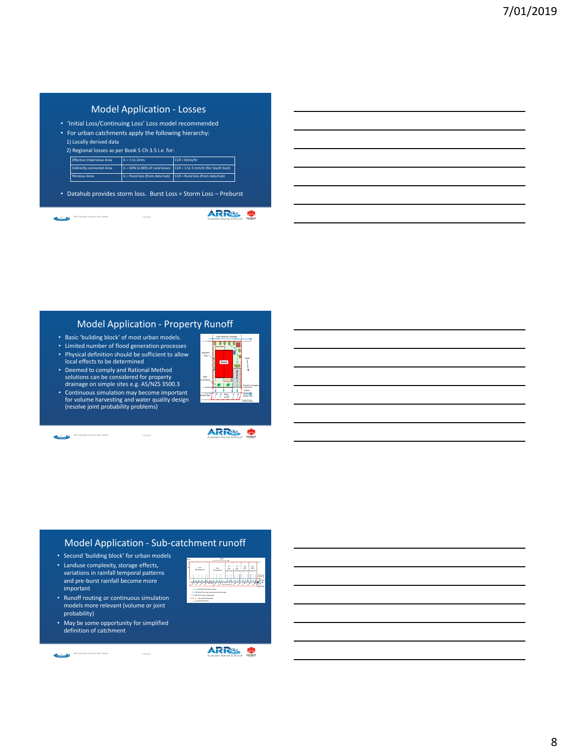## Model Application - Losses

- 'Initial Loss/Continuing Loss' Loss model recommended
- For urban catchments apply the following hierarchy:
  1) Locally derived data
  2) Regional losses as per Book 5 Ch 3.5 i.e. for:

| Effective Impervious Area | IL = 1 to 2mm | CLR = 0mm/hr |
|---|---|---|
| Indirectly connected Area | IL = 60% to 80% of rural losses | CLR = 1 to 3 mm/hr (for South East) |
| Pervious Area | IL = Rural loss (from data hub) | CLR = Rural loss (from data hub) |

- Datahub provides storm loss. Burst Loss = Storm Loss – Preburst

## Model Application - Property Runoff

- Basic 'building block' of most urban models.
- Limited number of flood generation processes
- Physical definition should be sufficient to allow local effects to be determined
- Deemed to comply and Rational Method solutions can be considered for property drainage on simple sites e.g. AS/NZS 3500.3
- Continuous simulation may become important for volume harvesting and water quality design (resolve joint probability problems)

## Model Application - Sub-catchment runoff

- Second 'building block' for urban models
- Landuse complexity, storage effects, variations in rainfall temporal patterns and pre-burst rainfall become more important
- Runoff routing or continuous simulation models more relevant (volume or joint probability)
- May be some opportunity for simplified definition of catchment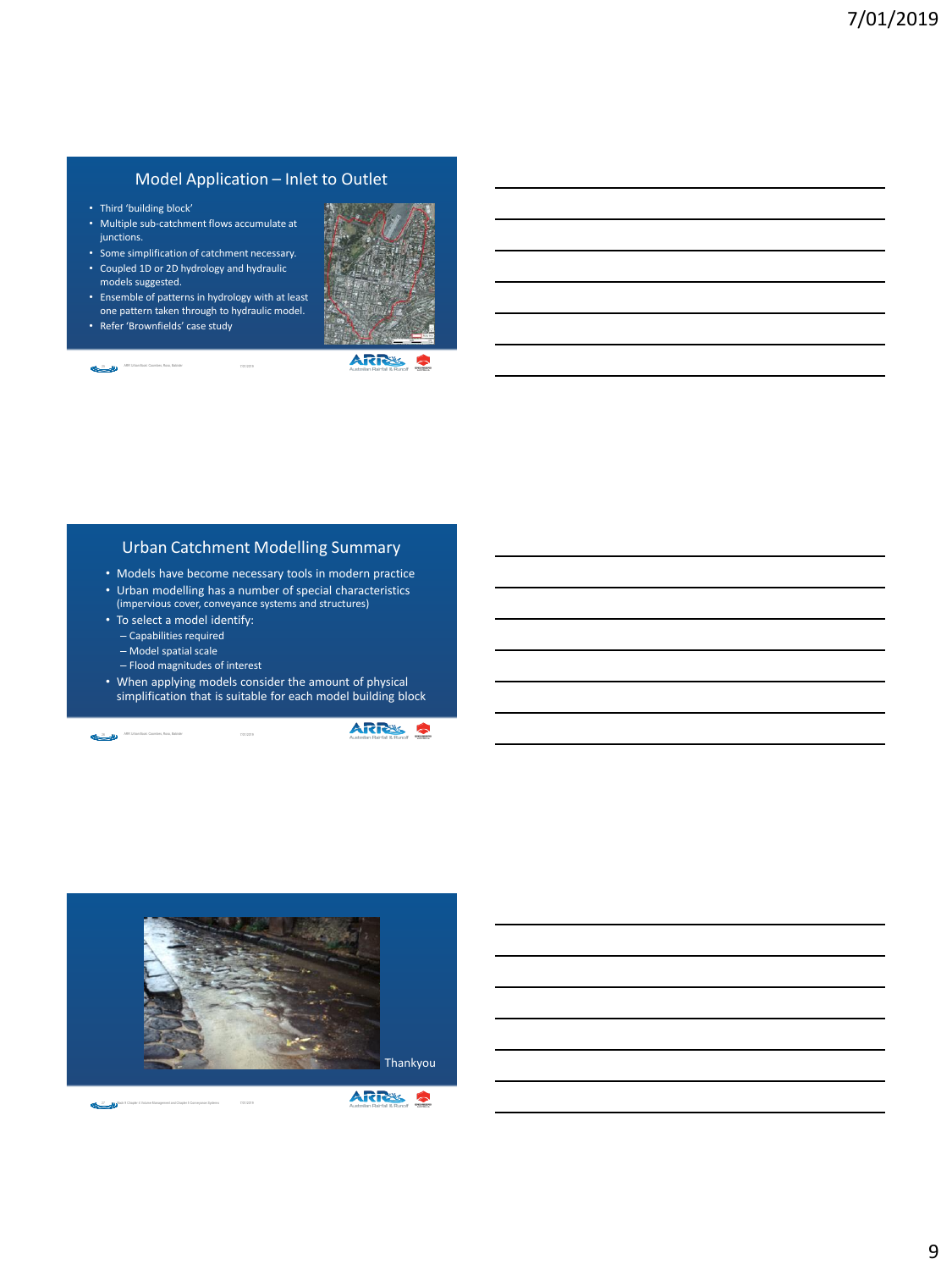## Model Application – Inlet to Outlet

- Third 'building block'
- Multiple sub-catchment flows accumulate at junctions.
- Some simplification of catchment necessary.
- Coupled 1D or 2D hydrology and hydraulic models suggested.
- Ensemble of patterns in hydrology with at least one pattern taken through to hydraulic model.
- Refer 'Brownfields' case study

## Urban Catchment Modelling Summary

- Models have become necessary tools in modern practice
- Urban modelling has a number of special characteristics (impervious cover, conveyance systems and structures)
- To select a model identify:
  - Capabilities required
  - Model spatial scale
  - Flood magnitudes of interest
- When applying models consider the amount of physical simplification that is suitable for each model building block

Thankyou